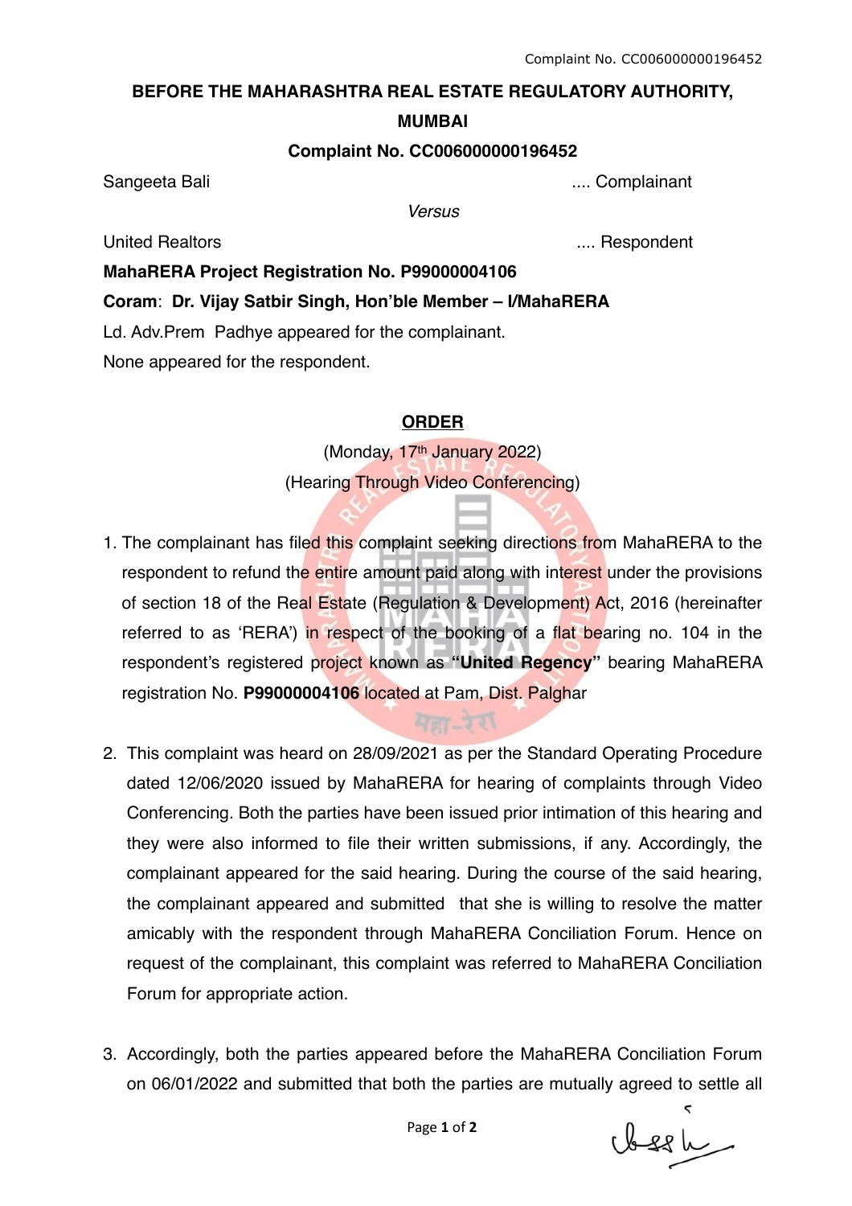**BEFORE THE MAHARASHTRA REAL ESTATE REGULATORY AUTHORITY, MUMBAI**

**Complaint No. CC006000000196452**

Sangeeta Bali .... Complainant

*Versus*

United Realtors .... Respondent

**MahaRERA Project Registration No. P99000004106**

**Coram**: **Dr. Vijay Satbir Singh, Hon'ble Member – I/MahaRERA**

Ld. Adv.Prem Padhye appeared for the complainant.

None appeared for the respondent.

## ORDER

(Monday, 17th January 2022)

(Hearing Through Video Conferencing)

1. The complainant has filed this complaint seeking directions from MahaRERA to the respondent to refund the entire amount paid along with interest under the provisions of section 18 of the Real Estate (Regulation & Development) Act, 2016 (hereinafter referred to as 'RERA') in respect of the booking of a flat bearing no. 104 in the respondent's registered project known as **"United Regency"** bearing MahaRERA registration No. **P99000004106** located at Pam, Dist. Palghar

2. This complaint was heard on 28/09/2021 as per the Standard Operating Procedure dated 12/06/2020 issued by MahaRERA for hearing of complaints through Video Conferencing. Both the parties have been issued prior intimation of this hearing and they were also informed to file their written submissions, if any. Accordingly, the complainant appeared for the said hearing. During the course of the said hearing, the complainant appeared and submitted that she is willing to resolve the matter amicably with the respondent through MahaRERA Conciliation Forum. Hence on request of the complainant, this complaint was referred to MahaRERA Conciliation Forum for appropriate action.

3. Accordingly, both the parties appeared before the MahaRERA Conciliation Forum on 06/01/2022 and submitted that both the parties are mutually agreed to settle all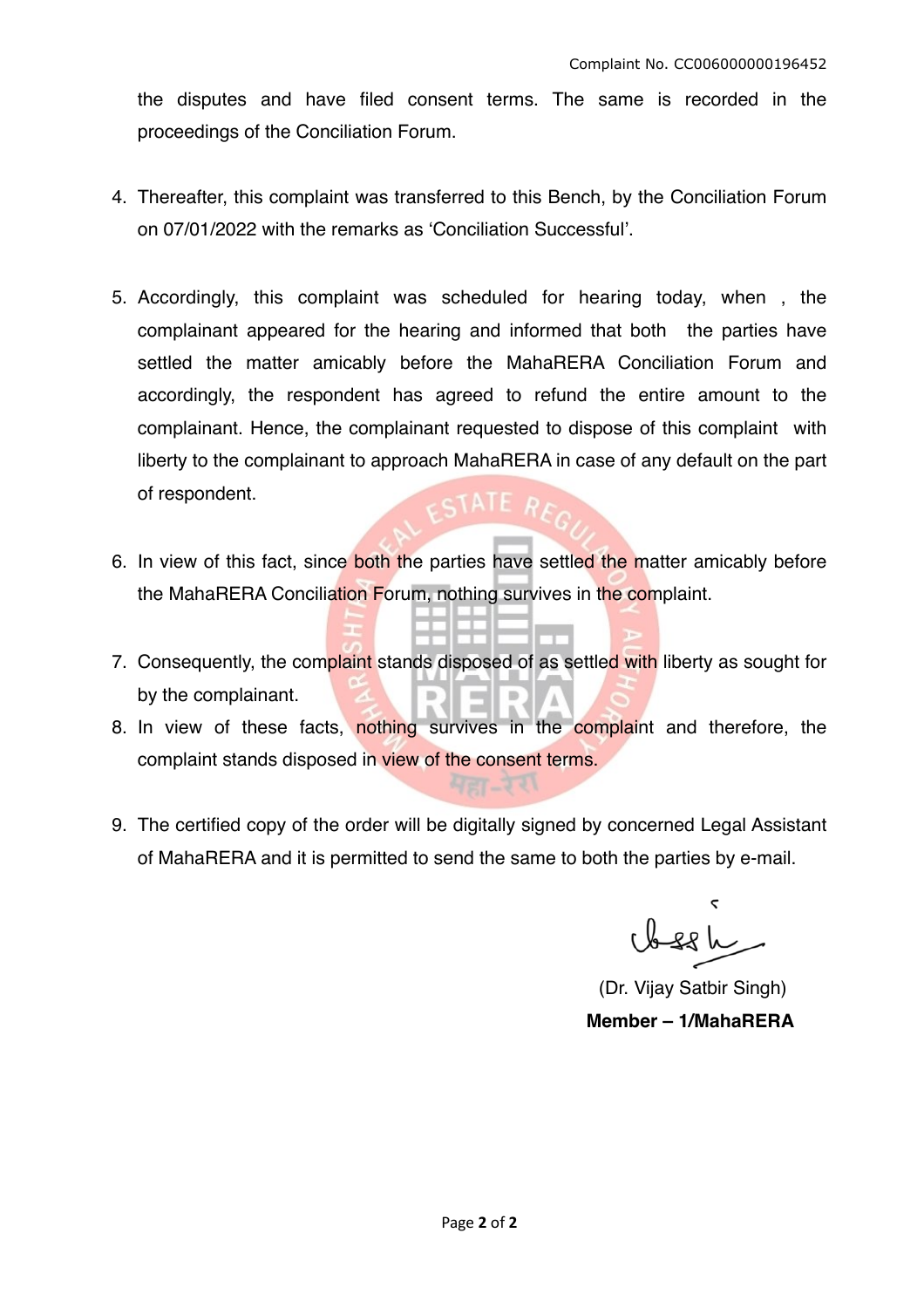the disputes and have filed consent terms. The same is recorded in the proceedings of the Conciliation Forum.

4. Thereafter, this complaint was transferred to this Bench, by the Conciliation Forum on 07/01/2022 with the remarks as 'Conciliation Successful'.

5. Accordingly, this complaint was scheduled for hearing today, when , the complainant appeared for the hearing and informed that both the parties have settled the matter amicably before the MahaRERA Conciliation Forum and accordingly, the respondent has agreed to refund the entire amount to the complainant. Hence, the complainant requested to dispose of this complaint with liberty to the complainant to approach MahaRERA in case of any default on the part of respondent.

6. In view of this fact, since both the parties have settled the matter amicably before the MahaRERA Conciliation Forum, nothing survives in the complaint.

7. Consequently, the complaint stands disposed of as settled with liberty as sought for by the complainant.

8. In view of these facts, nothing survives in the complaint and therefore, the complaint stands disposed in view of the consent terms.

9. The certified copy of the order will be digitally signed by concerned Legal Assistant of MahaRERA and it is permitted to send the same to both the parties by e-mail.

(Dr. Vijay Satbir Singh)

**Member – 1/MahaRERA**